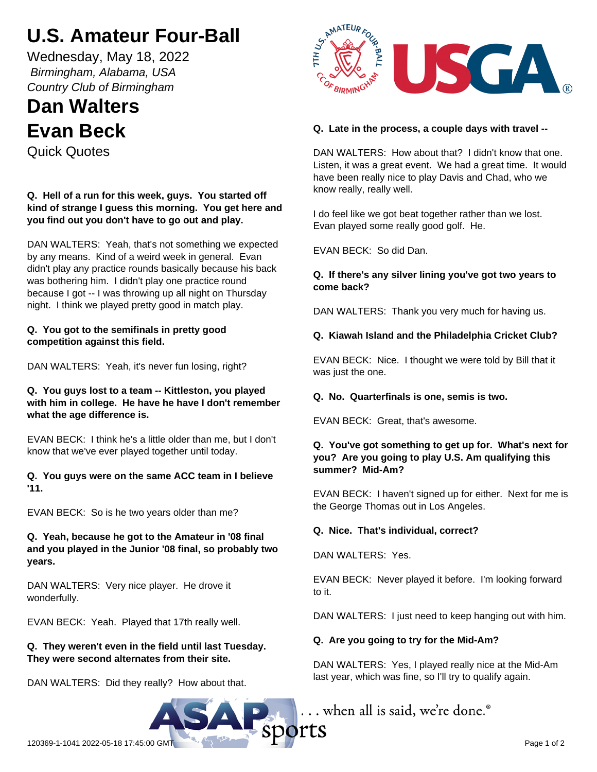# U.S. Amateur Four-Ball

Wednesday, May 18, 2022

*Birmingham, Alabama, USA*

*Country Club of Birmingham*

# Dan Walters
# Evan Beck

Quick Quotes

**Q. Hell of a run for this week, guys. You started off kind of strange I guess this morning. You get here and you find out you don't have to go out and play.**

DAN WALTERS: Yeah, that's not something we expected by any means. Kind of a weird week in general. Evan didn't play any practice rounds basically because his back was bothering him. I didn't play one practice round because I got -- I was throwing up all night on Thursday night. I think we played pretty good in match play.

**Q. You got to the semifinals in pretty good competition against this field.**

DAN WALTERS: Yeah, it's never fun losing, right?

**Q. You guys lost to a team -- Kittleston, you played with him in college. He have he have I don't remember what the age difference is.**

EVAN BECK: I think he's a little older than me, but I don't know that we've ever played together until today.

**Q. You guys were on the same ACC team in I believe '11.**

EVAN BECK: So is he two years older than me?

**Q. Yeah, because he got to the Amateur in '08 final and you played in the Junior '08 final, so probably two years.**

DAN WALTERS: Very nice player. He drove it wonderfully.

EVAN BECK: Yeah. Played that 17th really well.

**Q. They weren't even in the field until last Tuesday. They were second alternates from their site.**

DAN WALTERS: Did they really? How about that.

**Q. Late in the process, a couple days with travel --**

DAN WALTERS: How about that? I didn't know that one. Listen, it was a great event. We had a great time. It would have been really nice to play Davis and Chad, who we know really, really well.

I do feel like we got beat together rather than we lost. Evan played some really good golf. He.

EVAN BECK: So did Dan.

**Q. If there's any silver lining you've got two years to come back?**

DAN WALTERS: Thank you very much for having us.

**Q. Kiawah Island and the Philadelphia Cricket Club?**

EVAN BECK: Nice. I thought we were told by Bill that it was just the one.

**Q. No. Quarterfinals is one, semis is two.**

EVAN BECK: Great, that's awesome.

**Q. You've got something to get up for. What's next for you? Are you going to play U.S. Am qualifying this summer? Mid-Am?**

EVAN BECK: I haven't signed up for either. Next for me is the George Thomas out in Los Angeles.

**Q. Nice. That's individual, correct?**

DAN WALTERS: Yes.

EVAN BECK: Never played it before. I'm looking forward to it.

DAN WALTERS: I just need to keep hanging out with him.

**Q. Are you going to try for the Mid-Am?**

DAN WALTERS: Yes, I played really nice at the Mid-Am last year, which was fine, so I'll try to qualify again.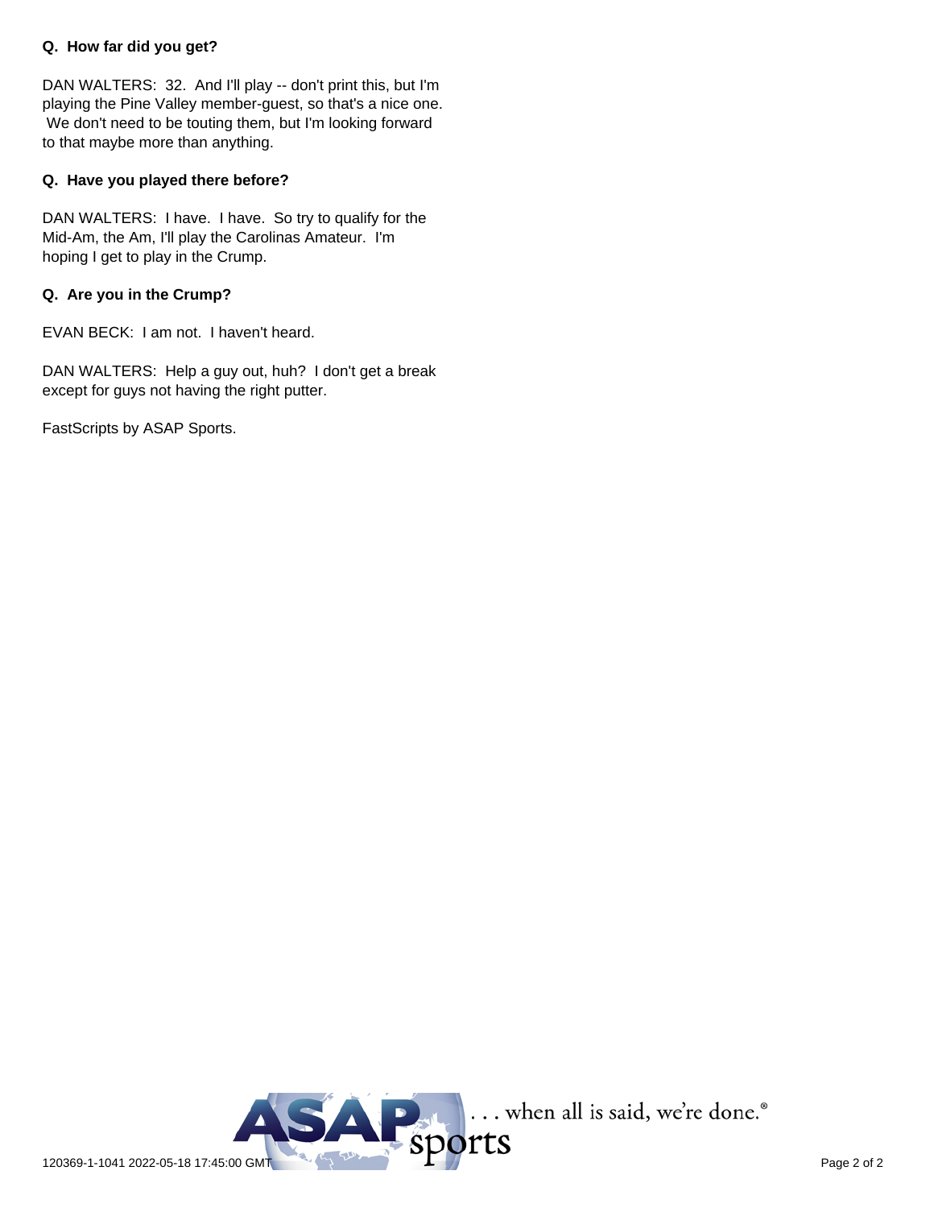**Q. How far did you get?**

DAN WALTERS: 32. And I'll play -- don't print this, but I'm playing the Pine Valley member-guest, so that's a nice one. We don't need to be touting them, but I'm looking forward to that maybe more than anything.

**Q. Have you played there before?**

DAN WALTERS: I have. I have. So try to qualify for the Mid-Am, the Am, I'll play the Carolinas Amateur. I'm hoping I get to play in the Crump.

**Q. Are you in the Crump?**

EVAN BECK: I am not. I haven't heard.

DAN WALTERS: Help a guy out, huh? I don't get a break except for guys not having the right putter.

FastScripts by ASAP Sports.